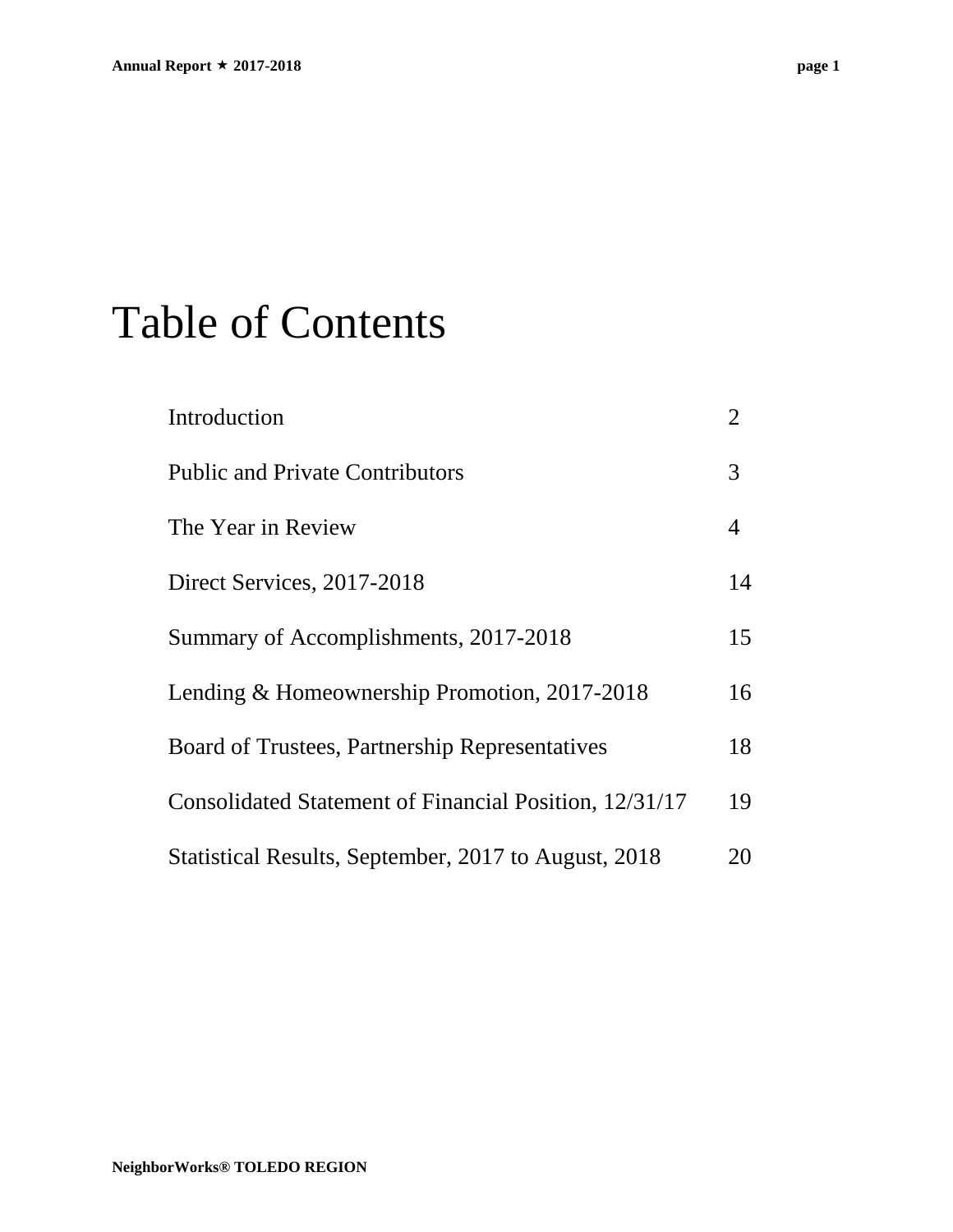# Table of Contents

| | |
|---|---|
| Introduction | 2 |
| Public and Private Contributors | 3 |
| The Year in Review | 4 |
| Direct Services, 2017-2018 | 14 |
| Summary of Accomplishments, 2017-2018 | 15 |
| Lending & Homeownership Promotion, 2017-2018 | 16 |
| Board of Trustees, Partnership Representatives | 18 |
| Consolidated Statement of Financial Position, 12/31/17 | 19 |
| Statistical Results, September, 2017 to August, 2018 | 20 |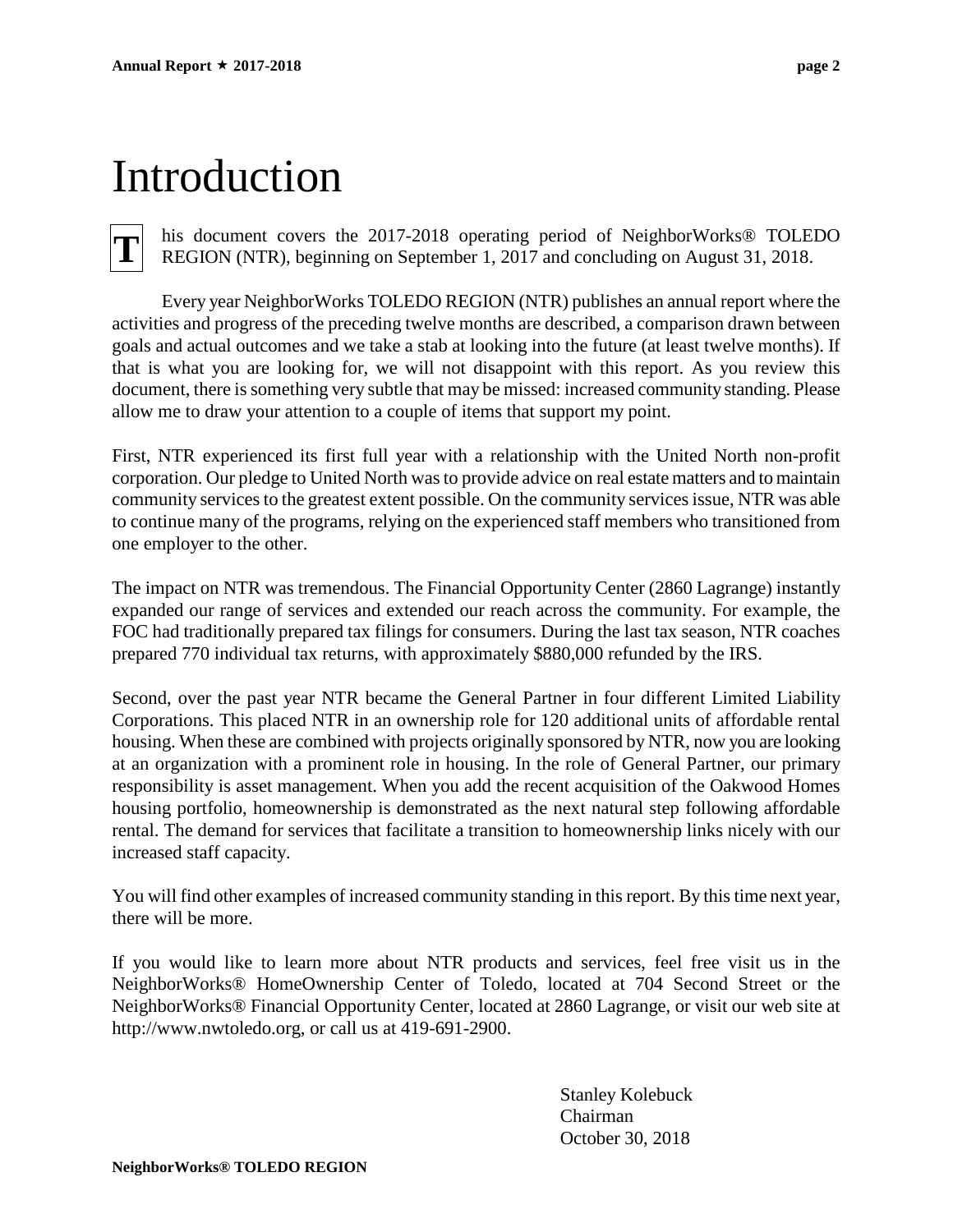# Introduction

This document covers the 2017-2018 operating period of NeighborWorks® TOLEDO REGION (NTR), beginning on September 1, 2017 and concluding on August 31, 2018.

Every year NeighborWorks TOLEDO REGION (NTR) publishes an annual report where the activities and progress of the preceding twelve months are described, a comparison drawn between goals and actual outcomes and we take a stab at looking into the future (at least twelve months). If that is what you are looking for, we will not disappoint with this report. As you review this document, there is something very subtle that may be missed: increased community standing. Please allow me to draw your attention to a couple of items that support my point.

First, NTR experienced its first full year with a relationship with the United North non-profit corporation. Our pledge to United North was to provide advice on real estate matters and to maintain community services to the greatest extent possible. On the community services issue, NTR was able to continue many of the programs, relying on the experienced staff members who transitioned from one employer to the other.

The impact on NTR was tremendous. The Financial Opportunity Center (2860 Lagrange) instantly expanded our range of services and extended our reach across the community. For example, the FOC had traditionally prepared tax filings for consumers. During the last tax season, NTR coaches prepared 770 individual tax returns, with approximately $880,000 refunded by the IRS.

Second, over the past year NTR became the General Partner in four different Limited Liability Corporations. This placed NTR in an ownership role for 120 additional units of affordable rental housing. When these are combined with projects originally sponsored by NTR, now you are looking at an organization with a prominent role in housing. In the role of General Partner, our primary responsibility is asset management. When you add the recent acquisition of the Oakwood Homes housing portfolio, homeownership is demonstrated as the next natural step following affordable rental. The demand for services that facilitate a transition to homeownership links nicely with our increased staff capacity.

You will find other examples of increased community standing in this report. By this time next year, there will be more.

If you would like to learn more about NTR products and services, feel free visit us in the NeighborWorks® HomeOwnership Center of Toledo, located at 704 Second Street or the NeighborWorks® Financial Opportunity Center, located at 2860 Lagrange, or visit our web site at http://www.nwtoledo.org, or call us at 419-691-2900.

Stanley Kolebuck
Chairman
October 30, 2018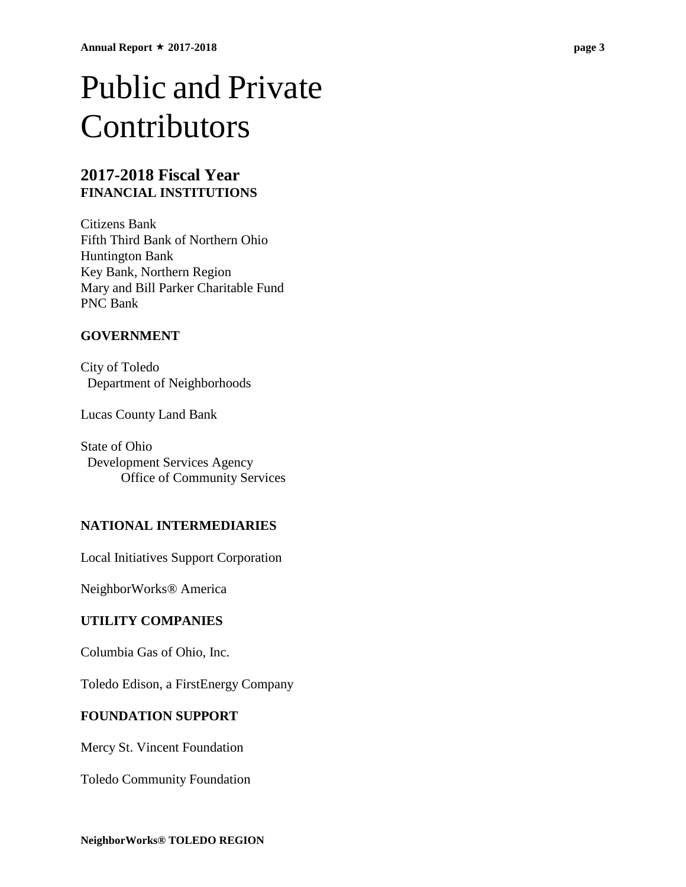# Public and Private Contributors

## 2017-2018 Fiscal Year

**FINANCIAL INSTITUTIONS**

Citizens Bank
Fifth Third Bank of Northern Ohio
Huntington Bank
Key Bank, Northern Region
Mary and Bill Parker Charitable Fund
PNC Bank

**GOVERNMENT**

City of Toledo
Department of Neighborhoods

Lucas County Land Bank

State of Ohio
Development Services Agency
Office of Community Services

**NATIONAL INTERMEDIARIES**

Local Initiatives Support Corporation

NeighborWorks® America

**UTILITY COMPANIES**

Columbia Gas of Ohio, Inc.

Toledo Edison, a FirstEnergy Company

**FOUNDATION SUPPORT**

Mercy St. Vincent Foundation

Toledo Community Foundation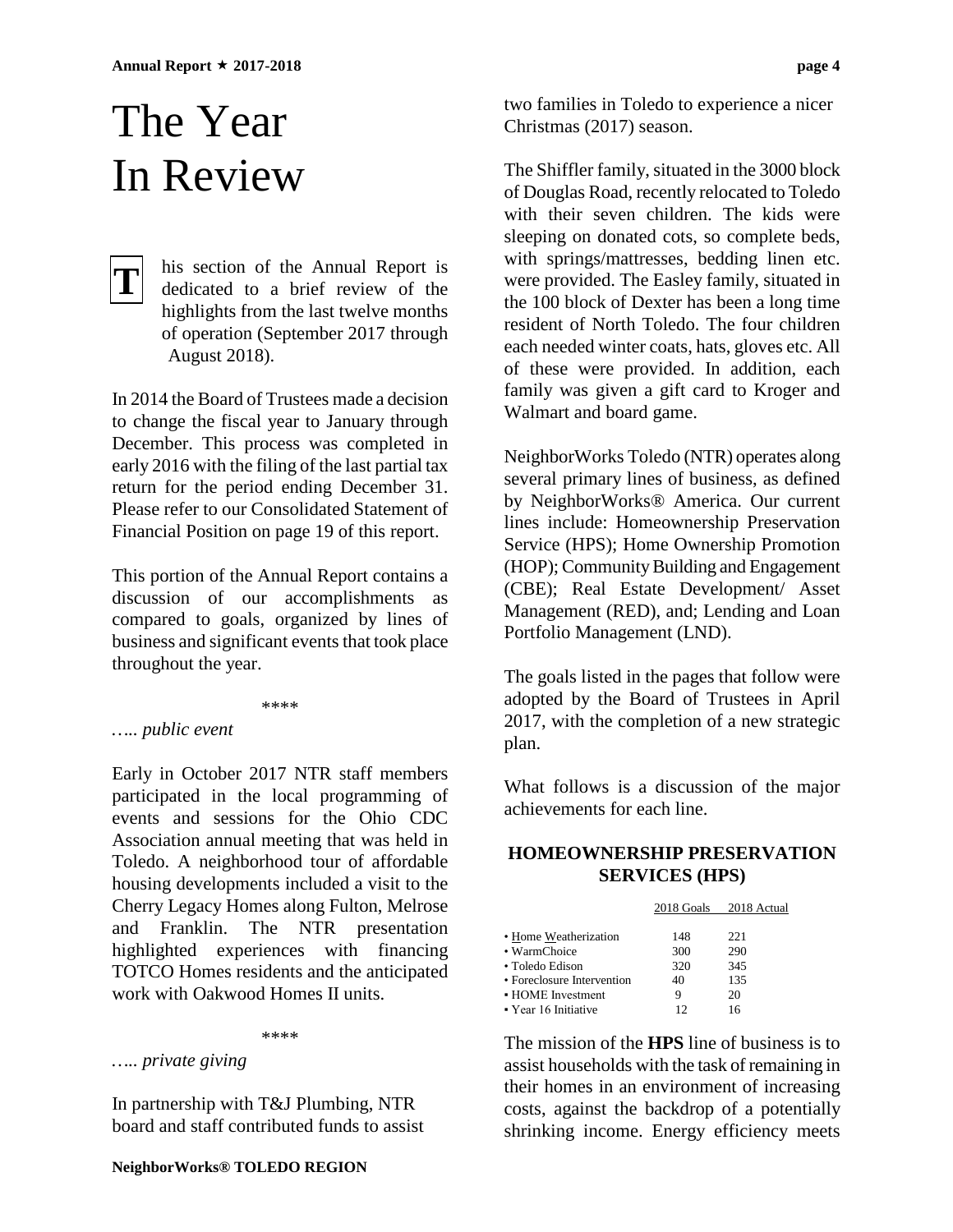# The Year In Review

**T**his section of the Annual Report is dedicated to a brief review of the highlights from the last twelve months of operation (September 2017 through August 2018).

In 2014 the Board of Trustees made a decision to change the fiscal year to January through December. This process was completed in early 2016 with the filing of the last partial tax return for the period ending December 31. Please refer to our Consolidated Statement of Financial Position on page 19 of this report.

This portion of the Annual Report contains a discussion of our accomplishments as compared to goals, organized by lines of business and significant events that took place throughout the year.

\*\*\*\*

*….. public event*

Early in October 2017 NTR staff members participated in the local programming of events and sessions for the Ohio CDC Association annual meeting that was held in Toledo. A neighborhood tour of affordable housing developments included a visit to the Cherry Legacy Homes along Fulton, Melrose and Franklin. The NTR presentation highlighted experiences with financing TOTCO Homes residents and the anticipated work with Oakwood Homes II units.

\*\*\*\*

*….. private giving*

In partnership with T&J Plumbing, NTR board and staff contributed funds to assist two families in Toledo to experience a nicer Christmas (2017) season.

The Shiffler family, situated in the 3000 block of Douglas Road, recently relocated to Toledo with their seven children. The kids were sleeping on donated cots, so complete beds, with springs/mattresses, bedding linen etc. were provided. The Easley family, situated in the 100 block of Dexter has been a long time resident of North Toledo. The four children each needed winter coats, hats, gloves etc. All of these were provided. In addition, each family was given a gift card to Kroger and Walmart and board game.

NeighborWorks Toledo (NTR) operates along several primary lines of business, as defined by NeighborWorks® America. Our current lines include: Homeownership Preservation Service (HPS); Home Ownership Promotion (HOP); Community Building and Engagement (CBE); Real Estate Development/ Asset Management (RED), and; Lending and Loan Portfolio Management (LND).

The goals listed in the pages that follow were adopted by the Board of Trustees in April 2017, with the completion of a new strategic plan.

What follows is a discussion of the major achievements for each line.

## HOMEOWNERSHIP PRESERVATION SERVICES (HPS)

| | 2018 Goals | 2018 Actual |
|---|---|---|
| • Home Weatherization | 148 | 221 |
| • WarmChoice | 300 | 290 |
| • Toledo Edison | 320 | 345 |
| • Foreclosure Intervention | 40 | 135 |
| • HOME Investment | 9 | 20 |
| • Year 16 Initiative | 12 | 16 |

The mission of the **HPS** line of business is to assist households with the task of remaining in their homes in an environment of increasing costs, against the backdrop of a potentially shrinking income. Energy efficiency meets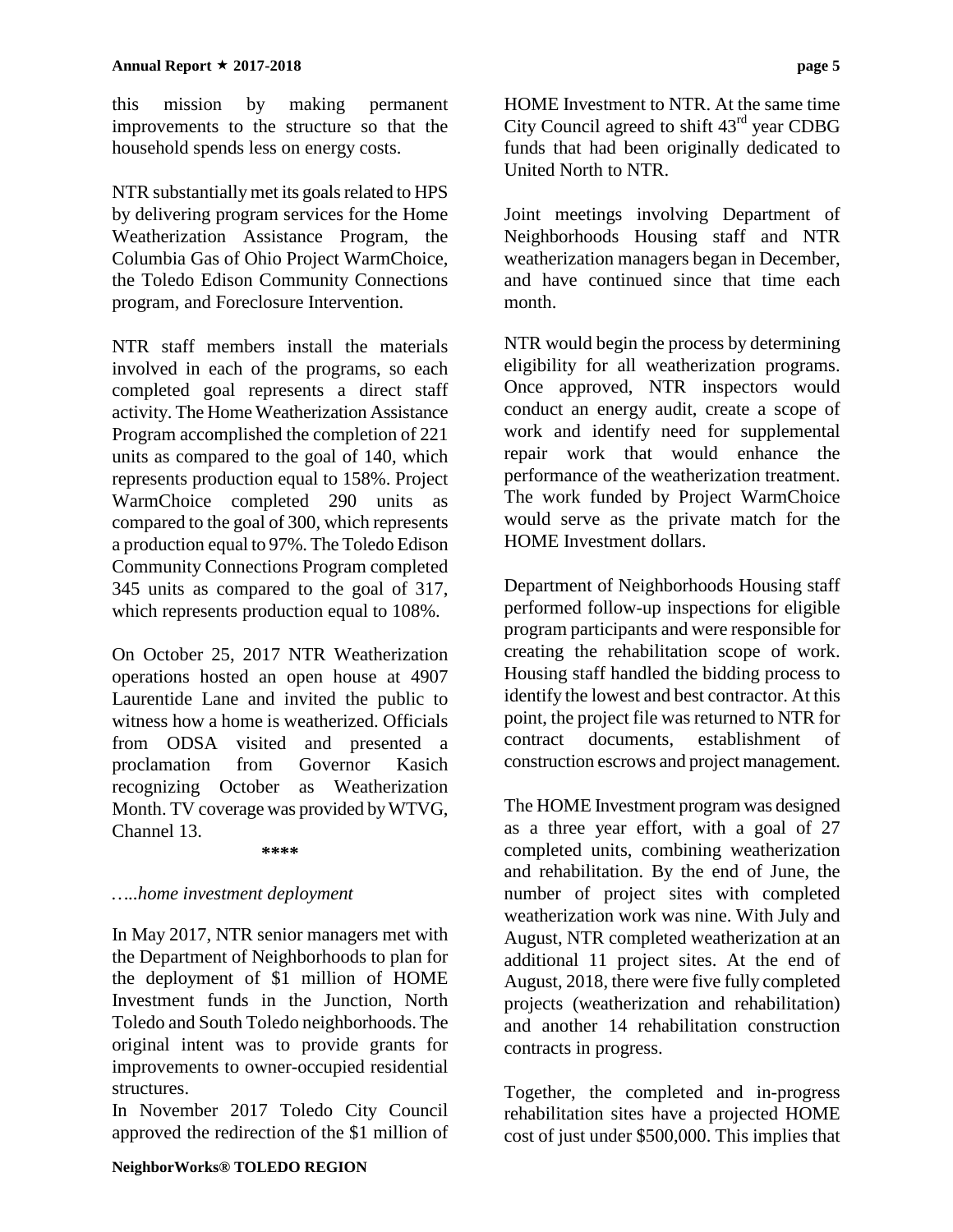this mission by making permanent improvements to the structure so that the household spends less on energy costs.

NTR substantially met its goals related to HPS by delivering program services for the Home Weatherization Assistance Program, the Columbia Gas of Ohio Project WarmChoice, the Toledo Edison Community Connections program, and Foreclosure Intervention.

NTR staff members install the materials involved in each of the programs, so each completed goal represents a direct staff activity. The Home Weatherization Assistance Program accomplished the completion of 221 units as compared to the goal of 140, which represents production equal to 158%. Project WarmChoice completed 290 units as compared to the goal of 300, which represents a production equal to 97%. The Toledo Edison Community Connections Program completed 345 units as compared to the goal of 317, which represents production equal to 108%.

On October 25, 2017 NTR Weatherization operations hosted an open house at 4907 Laurentide Lane and invited the public to witness how a home is weatherized. Officials from ODSA visited and presented a proclamation from Governor Kasich recognizing October as Weatherization Month. TV coverage was provided by WTVG, Channel 13.

****

*…..home investment deployment*

In May 2017, NTR senior managers met with the Department of Neighborhoods to plan for the deployment of $1 million of HOME Investment funds in the Junction, North Toledo and South Toledo neighborhoods. The original intent was to provide grants for improvements to owner-occupied residential structures.

In November 2017 Toledo City Council approved the redirection of the $1 million of HOME Investment to NTR. At the same time City Council agreed to shift 43rd year CDBG funds that had been originally dedicated to United North to NTR.

Joint meetings involving Department of Neighborhoods Housing staff and NTR weatherization managers began in December, and have continued since that time each month.

NTR would begin the process by determining eligibility for all weatherization programs. Once approved, NTR inspectors would conduct an energy audit, create a scope of work and identify need for supplemental repair work that would enhance the performance of the weatherization treatment. The work funded by Project WarmChoice would serve as the private match for the HOME Investment dollars.

Department of Neighborhoods Housing staff performed follow-up inspections for eligible program participants and were responsible for creating the rehabilitation scope of work. Housing staff handled the bidding process to identify the lowest and best contractor. At this point, the project file was returned to NTR for contract documents, establishment of construction escrows and project management.

The HOME Investment program was designed as a three year effort, with a goal of 27 completed units, combining weatherization and rehabilitation. By the end of June, the number of project sites with completed weatherization work was nine. With July and August, NTR completed weatherization at an additional 11 project sites. At the end of August, 2018, there were five fully completed projects (weatherization and rehabilitation) and another 14 rehabilitation construction contracts in progress.

Together, the completed and in-progress rehabilitation sites have a projected HOME cost of just under $500,000. This implies that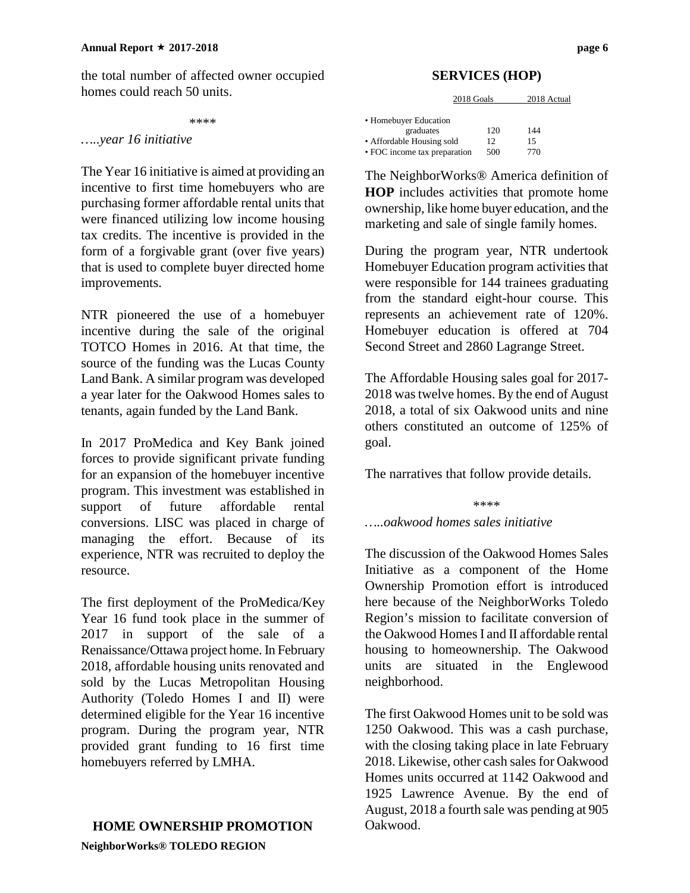the total number of affected owner occupied homes could reach 50 units.

\*\*\*\*

*…..year 16 initiative*

The Year 16 initiative is aimed at providing an incentive to first time homebuyers who are purchasing former affordable rental units that were financed utilizing low income housing tax credits. The incentive is provided in the form of a forgivable grant (over five years) that is used to complete buyer directed home improvements.

NTR pioneered the use of a homebuyer incentive during the sale of the original TOTCO Homes in 2016. At that time, the source of the funding was the Lucas County Land Bank. A similar program was developed a year later for the Oakwood Homes sales to tenants, again funded by the Land Bank.

In 2017 ProMedica and Key Bank joined forces to provide significant private funding for an expansion of the homebuyer incentive program. This investment was established in support of future affordable rental conversions. LISC was placed in charge of managing the effort. Because of its experience, NTR was recruited to deploy the resource.

The first deployment of the ProMedica/Key Year 16 fund took place in the summer of 2017 in support of the sale of a Renaissance/Ottawa project home. In February 2018, affordable housing units renovated and sold by the Lucas Metropolitan Housing Authority (Toledo Homes I and II) were determined eligible for the Year 16 incentive program. During the program year, NTR provided grant funding to 16 first time homebuyers referred by LMHA.

## HOME OWNERSHIP PROMOTION SERVICES (HOP)

| | 2018 Goals | 2018 Actual |
|---|---|---|
| • Homebuyer Education graduates | 120 | 144 |
| • Affordable Housing sold | 12 | 15 |
| • FOC income tax preparation | 500 | 770 |

The NeighborWorks® America definition of **HOP** includes activities that promote home ownership, like home buyer education, and the marketing and sale of single family homes.

During the program year, NTR undertook Homebuyer Education program activities that were responsible for 144 trainees graduating from the standard eight-hour course. This represents an achievement rate of 120%. Homebuyer education is offered at 704 Second Street and 2860 Lagrange Street.

The Affordable Housing sales goal for 2017-2018 was twelve homes. By the end of August 2018, a total of six Oakwood units and nine others constituted an outcome of 125% of goal.

The narratives that follow provide details.

\*\*\*\*

*…..oakwood homes sales initiative*

The discussion of the Oakwood Homes Sales Initiative as a component of the Home Ownership Promotion effort is introduced here because of the NeighborWorks Toledo Region's mission to facilitate conversion of the Oakwood Homes I and II affordable rental housing to homeownership. The Oakwood units are situated in the Englewood neighborhood.

The first Oakwood Homes unit to be sold was 1250 Oakwood. This was a cash purchase, with the closing taking place in late February 2018. Likewise, other cash sales for Oakwood Homes units occurred at 1142 Oakwood and 1925 Lawrence Avenue. By the end of August, 2018 a fourth sale was pending at 905 Oakwood.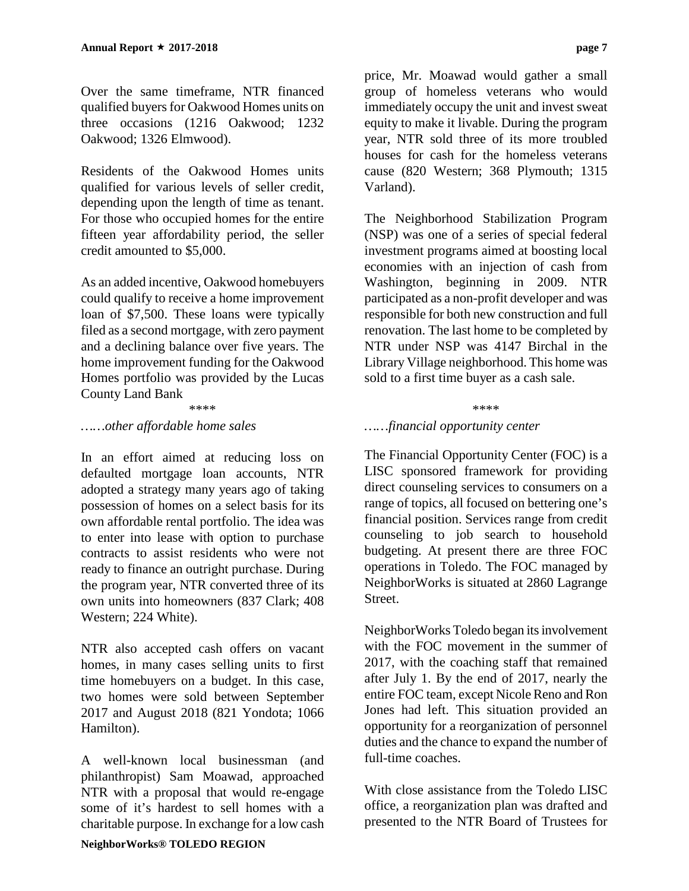Over the same timeframe, NTR financed qualified buyers for Oakwood Homes units on three occasions (1216 Oakwood; 1232 Oakwood; 1326 Elmwood).

Residents of the Oakwood Homes units qualified for various levels of seller credit, depending upon the length of time as tenant. For those who occupied homes for the entire fifteen year affordability period, the seller credit amounted to $5,000.

As an added incentive, Oakwood homebuyers could qualify to receive a home improvement loan of $7,500. These loans were typically filed as a second mortgage, with zero payment and a declining balance over five years. The home improvement funding for the Oakwood Homes portfolio was provided by the Lucas County Land Bank

\*\*\*\*

*……other affordable home sales*

In an effort aimed at reducing loss on defaulted mortgage loan accounts, NTR adopted a strategy many years ago of taking possession of homes on a select basis for its own affordable rental portfolio. The idea was to enter into lease with option to purchase contracts to assist residents who were not ready to finance an outright purchase. During the program year, NTR converted three of its own units into homeowners (837 Clark; 408 Western; 224 White).

NTR also accepted cash offers on vacant homes, in many cases selling units to first time homebuyers on a budget. In this case, two homes were sold between September 2017 and August 2018 (821 Yondota; 1066 Hamilton).

A well-known local businessman (and philanthropist) Sam Moawad, approached NTR with a proposal that would re-engage some of it's hardest to sell homes with a charitable purpose. In exchange for a low cash price, Mr. Moawad would gather a small group of homeless veterans who would immediately occupy the unit and invest sweat equity to make it livable. During the program year, NTR sold three of its more troubled houses for cash for the homeless veterans cause (820 Western; 368 Plymouth; 1315 Varland).

The Neighborhood Stabilization Program (NSP) was one of a series of special federal investment programs aimed at boosting local economies with an injection of cash from Washington, beginning in 2009. NTR participated as a non-profit developer and was responsible for both new construction and full renovation. The last home to be completed by NTR under NSP was 4147 Birchal in the Library Village neighborhood. This home was sold to a first time buyer as a cash sale.

\*\*\*\*

*……financial opportunity center*

The Financial Opportunity Center (FOC) is a LISC sponsored framework for providing direct counseling services to consumers on a range of topics, all focused on bettering one's financial position. Services range from credit counseling to job search to household budgeting. At present there are three FOC operations in Toledo. The FOC managed by NeighborWorks is situated at 2860 Lagrange Street.

NeighborWorks Toledo began its involvement with the FOC movement in the summer of 2017, with the coaching staff that remained after July 1. By the end of 2017, nearly the entire FOC team, except Nicole Reno and Ron Jones had left. This situation provided an opportunity for a reorganization of personnel duties and the chance to expand the number of full-time coaches.

With close assistance from the Toledo LISC office, a reorganization plan was drafted and presented to the NTR Board of Trustees for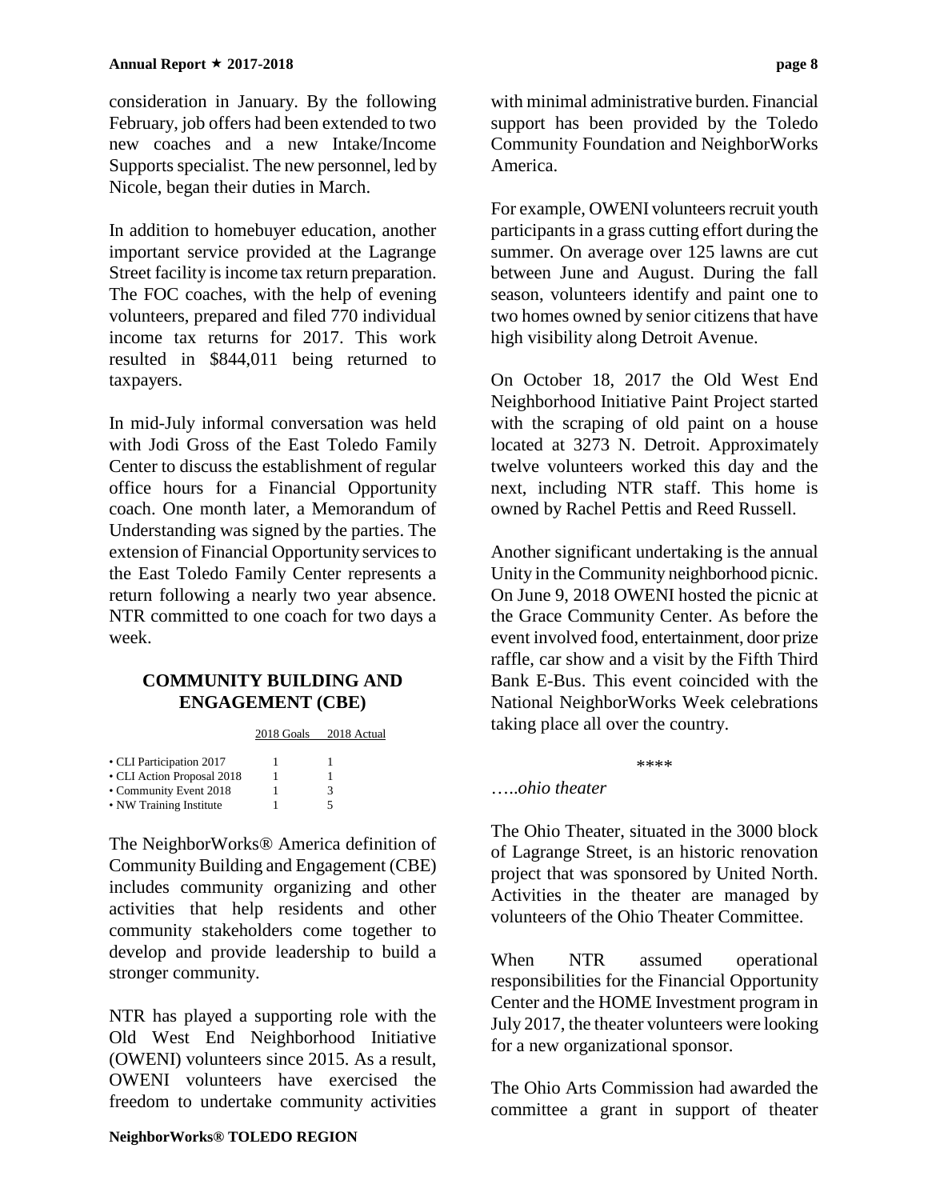consideration in January. By the following February, job offers had been extended to two new coaches and a new Intake/Income Supports specialist. The new personnel, led by Nicole, began their duties in March.

In addition to homebuyer education, another important service provided at the Lagrange Street facility is income tax return preparation. The FOC coaches, with the help of evening volunteers, prepared and filed 770 individual income tax returns for 2017. This work resulted in $844,011 being returned to taxpayers.

In mid-July informal conversation was held with Jodi Gross of the East Toledo Family Center to discuss the establishment of regular office hours for a Financial Opportunity coach. One month later, a Memorandum of Understanding was signed by the parties. The extension of Financial Opportunity services to the East Toledo Family Center represents a return following a nearly two year absence. NTR committed to one coach for two days a week.

## COMMUNITY BUILDING AND ENGAGEMENT (CBE)

| | 2018 Goals | 2018 Actual |
|---|---|---|
| • CLI Participation 2017 | 1 | 1 |
| • CLI Action Proposal 2018 | 1 | 1 |
| • Community Event 2018 | 1 | 3 |
| • NW Training Institute | 1 | 5 |

The NeighborWorks® America definition of Community Building and Engagement (CBE) includes community organizing and other activities that help residents and other community stakeholders come together to develop and provide leadership to build a stronger community.

NTR has played a supporting role with the Old West End Neighborhood Initiative (OWENI) volunteers since 2015. As a result, OWENI volunteers have exercised the freedom to undertake community activities with minimal administrative burden. Financial support has been provided by the Toledo Community Foundation and NeighborWorks America.

For example, OWENI volunteers recruit youth participants in a grass cutting effort during the summer. On average over 125 lawns are cut between June and August. During the fall season, volunteers identify and paint one to two homes owned by senior citizens that have high visibility along Detroit Avenue.

On October 18, 2017 the Old West End Neighborhood Initiative Paint Project started with the scraping of old paint on a house located at 3273 N. Detroit. Approximately twelve volunteers worked this day and the next, including NTR staff. This home is owned by Rachel Pettis and Reed Russell.

Another significant undertaking is the annual Unity in the Community neighborhood picnic. On June 9, 2018 OWENI hosted the picnic at the Grace Community Center. As before the event involved food, entertainment, door prize raffle, car show and a visit by the Fifth Third Bank E-Bus. This event coincided with the National NeighborWorks Week celebrations taking place all over the country.

\*\*\*\*

*…..ohio theater*

The Ohio Theater, situated in the 3000 block of Lagrange Street, is an historic renovation project that was sponsored by United North. Activities in the theater are managed by volunteers of the Ohio Theater Committee.

When NTR assumed operational responsibilities for the Financial Opportunity Center and the HOME Investment program in July 2017, the theater volunteers were looking for a new organizational sponsor.

The Ohio Arts Commission had awarded the committee a grant in support of theater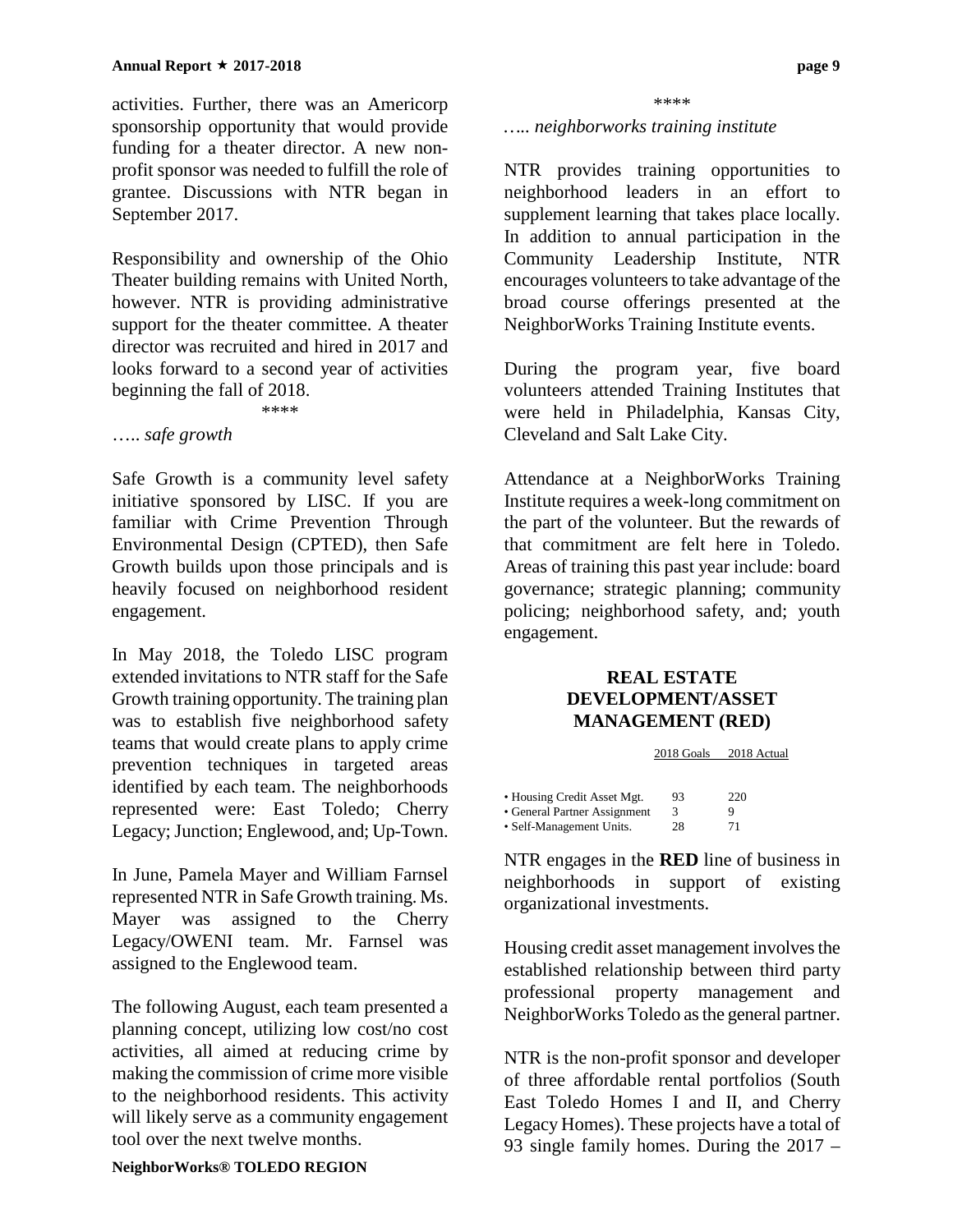activities. Further, there was an Americorp sponsorship opportunity that would provide funding for a theater director. A new non-profit sponsor was needed to fulfill the role of grantee. Discussions with NTR began in September 2017.

Responsibility and ownership of the Ohio Theater building remains with United North, however. NTR is providing administrative support for the theater committee. A theater director was recruited and hired in 2017 and looks forward to a second year of activities beginning the fall of 2018.

\*\*\*\*

*….. safe growth*

Safe Growth is a community level safety initiative sponsored by LISC. If you are familiar with Crime Prevention Through Environmental Design (CPTED), then Safe Growth builds upon those principals and is heavily focused on neighborhood resident engagement.

In May 2018, the Toledo LISC program extended invitations to NTR staff for the Safe Growth training opportunity. The training plan was to establish five neighborhood safety teams that would create plans to apply crime prevention techniques in targeted areas identified by each team. The neighborhoods represented were: East Toledo; Cherry Legacy; Junction; Englewood, and; Up-Town.

In June, Pamela Mayer and William Farnsel represented NTR in Safe Growth training. Ms. Mayer was assigned to the Cherry Legacy/OWENI team. Mr. Farnsel was assigned to the Englewood team.

The following August, each team presented a planning concept, utilizing low cost/no cost activities, all aimed at reducing crime by making the commission of crime more visible to the neighborhood residents. This activity will likely serve as a community engagement tool over the next twelve months.

\*\*\*\*

*….. neighborworks training institute*

NTR provides training opportunities to neighborhood leaders in an effort to supplement learning that takes place locally. In addition to annual participation in the Community Leadership Institute, NTR encourages volunteers to take advantage of the broad course offerings presented at the NeighborWorks Training Institute events.

During the program year, five board volunteers attended Training Institutes that were held in Philadelphia, Kansas City, Cleveland and Salt Lake City.

Attendance at a NeighborWorks Training Institute requires a week-long commitment on the part of the volunteer. But the rewards of that commitment are felt here in Toledo. Areas of training this past year include: board governance; strategic planning; community policing; neighborhood safety, and; youth engagement.

## REAL ESTATE DEVELOPMENT/ASSET MANAGEMENT (RED)

| | 2018 Goals | 2018 Actual |
|---|---|---|
| • Housing Credit Asset Mgt. | 93 | 220 |
| • General Partner Assignment | 3 | 9 |
| • Self-Management Units. | 28 | 71 |

NTR engages in the **RED** line of business in neighborhoods in support of existing organizational investments.

Housing credit asset management involves the established relationship between third party professional property management and NeighborWorks Toledo as the general partner.

NTR is the non-profit sponsor and developer of three affordable rental portfolios (South East Toledo Homes I and II, and Cherry Legacy Homes). These projects have a total of 93 single family homes. During the 2017 –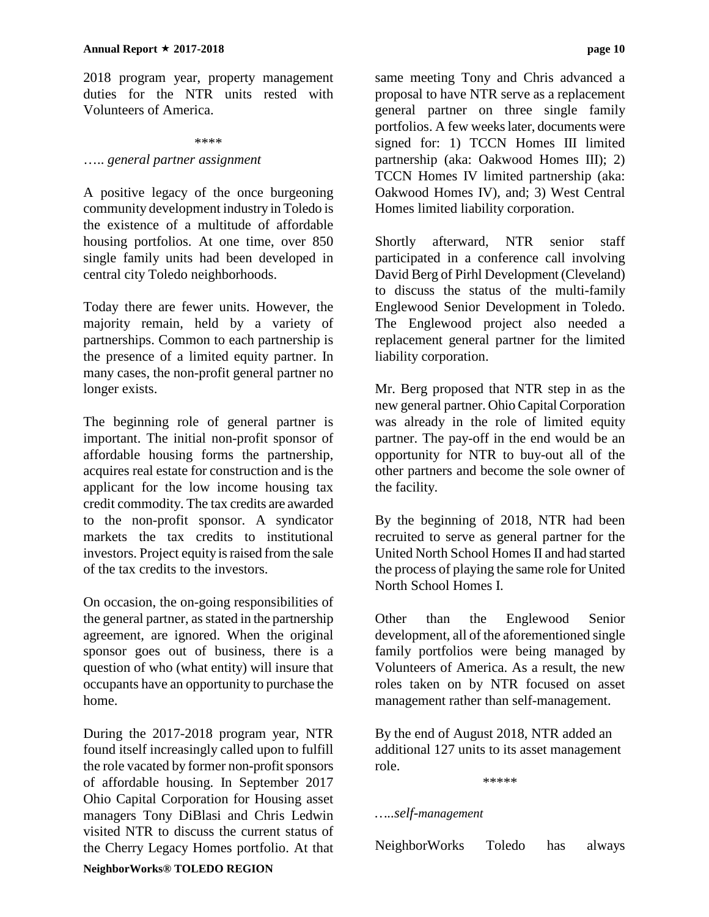2018 program year, property management duties for the NTR units rested with Volunteers of America.

****

*….. general partner assignment*

A positive legacy of the once burgeoning community development industry in Toledo is the existence of a multitude of affordable housing portfolios. At one time, over 850 single family units had been developed in central city Toledo neighborhoods.

Today there are fewer units. However, the majority remain, held by a variety of partnerships. Common to each partnership is the presence of a limited equity partner. In many cases, the non-profit general partner no longer exists.

The beginning role of general partner is important. The initial non-profit sponsor of affordable housing forms the partnership, acquires real estate for construction and is the applicant for the low income housing tax credit commodity. The tax credits are awarded to the non-profit sponsor. A syndicator markets the tax credits to institutional investors. Project equity is raised from the sale of the tax credits to the investors.

On occasion, the on-going responsibilities of the general partner, as stated in the partnership agreement, are ignored. When the original sponsor goes out of business, there is a question of who (what entity) will insure that occupants have an opportunity to purchase the home.

During the 2017-2018 program year, NTR found itself increasingly called upon to fulfill the role vacated by former non-profit sponsors of affordable housing. In September 2017 Ohio Capital Corporation for Housing asset managers Tony DiBlasi and Chris Ledwin visited NTR to discuss the current status of the Cherry Legacy Homes portfolio. At that same meeting Tony and Chris advanced a proposal to have NTR serve as a replacement general partner on three single family portfolios. A few weeks later, documents were signed for: 1) TCCN Homes III limited partnership (aka: Oakwood Homes III); 2) TCCN Homes IV limited partnership (aka: Oakwood Homes IV), and; 3) West Central Homes limited liability corporation.

Shortly afterward, NTR senior staff participated in a conference call involving David Berg of Pirhl Development (Cleveland) to discuss the status of the multi-family Englewood Senior Development in Toledo. The Englewood project also needed a replacement general partner for the limited liability corporation.

Mr. Berg proposed that NTR step in as the new general partner. Ohio Capital Corporation was already in the role of limited equity partner. The pay-off in the end would be an opportunity for NTR to buy-out all of the other partners and become the sole owner of the facility.

By the beginning of 2018, NTR had been recruited to serve as general partner for the United North School Homes II and had started the process of playing the same role for United North School Homes I.

Other than the Englewood Senior development, all of the aforementioned single family portfolios were being managed by Volunteers of America. As a result, the new roles taken on by NTR focused on asset management rather than self-management.

By the end of August 2018, NTR added an additional 127 units to its asset management role.

*****

*…..self-management*

NeighborWorks Toledo has always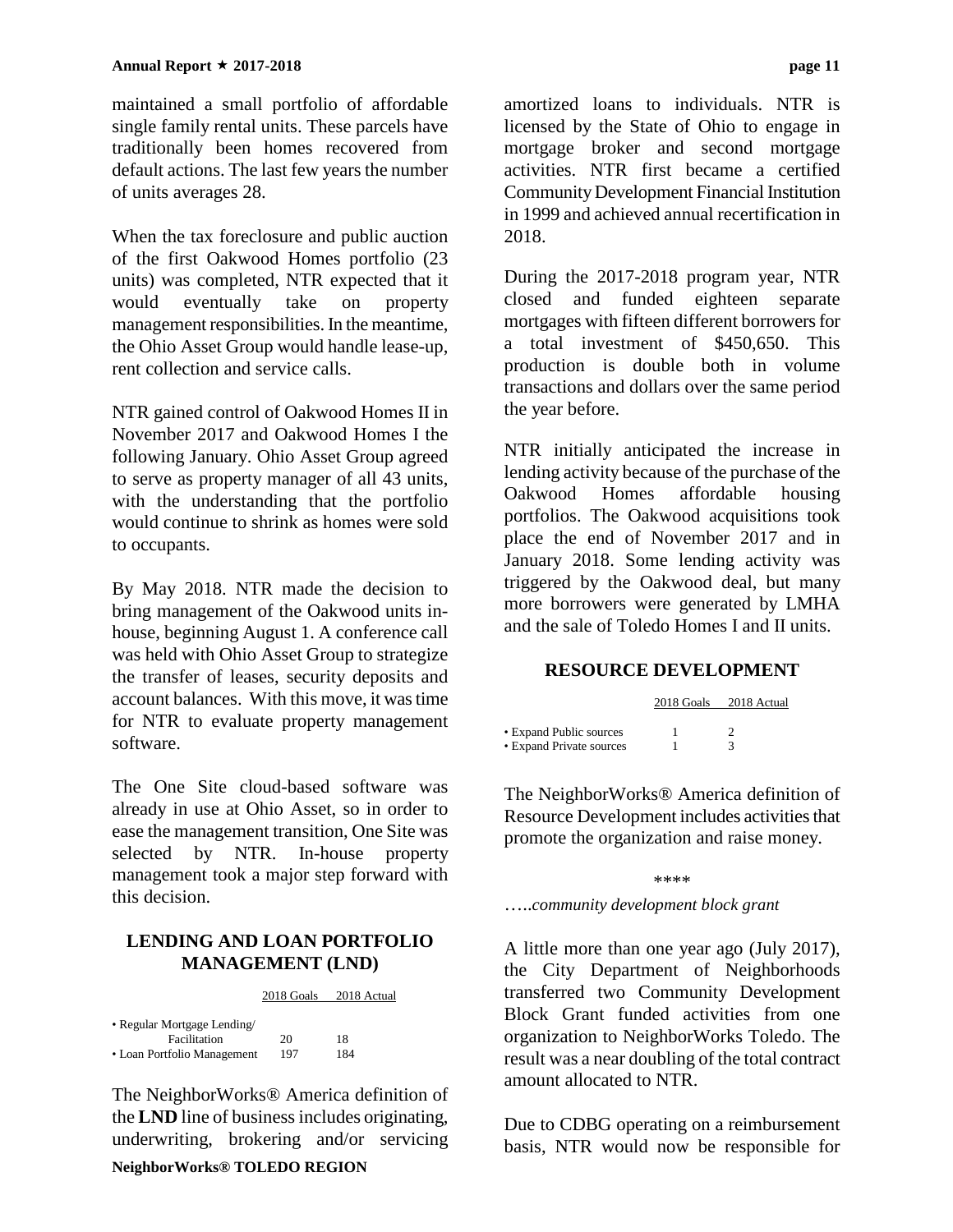maintained a small portfolio of affordable single family rental units. These parcels have traditionally been homes recovered from default actions. The last few years the number of units averages 28.

When the tax foreclosure and public auction of the first Oakwood Homes portfolio (23 units) was completed, NTR expected that it would eventually take on property management responsibilities. In the meantime, the Ohio Asset Group would handle lease-up, rent collection and service calls.

NTR gained control of Oakwood Homes II in November 2017 and Oakwood Homes I the following January. Ohio Asset Group agreed to serve as property manager of all 43 units, with the understanding that the portfolio would continue to shrink as homes were sold to occupants.

By May 2018. NTR made the decision to bring management of the Oakwood units in-house, beginning August 1. A conference call was held with Ohio Asset Group to strategize the transfer of leases, security deposits and account balances. With this move, it was time for NTR to evaluate property management software.

The One Site cloud-based software was already in use at Ohio Asset, so in order to ease the management transition, One Site was selected by NTR. In-house property management took a major step forward with this decision.

## LENDING AND LOAN PORTFOLIO MANAGEMENT (LND)

| | 2018 Goals | 2018 Actual |
|---|---|---|
| • Regular Mortgage Lending/ Facilitation | 20 | 18 |
| • Loan Portfolio Management | 197 | 184 |

The NeighborWorks® America definition of the **LND** line of business includes originating, underwriting, brokering and/or servicing amortized loans to individuals. NTR is licensed by the State of Ohio to engage in mortgage broker and second mortgage activities. NTR first became a certified Community Development Financial Institution in 1999 and achieved annual recertification in 2018.

During the 2017-2018 program year, NTR closed and funded eighteen separate mortgages with fifteen different borrowers for a total investment of $450,650. This production is double both in volume transactions and dollars over the same period the year before.

NTR initially anticipated the increase in lending activity because of the purchase of the Oakwood Homes affordable housing portfolios. The Oakwood acquisitions took place the end of November 2017 and in January 2018. Some lending activity was triggered by the Oakwood deal, but many more borrowers were generated by LMHA and the sale of Toledo Homes I and II units.

## RESOURCE DEVELOPMENT

| | 2018 Goals | 2018 Actual |
|---|---|---|
| • Expand Public sources | 1 | 2 |
| • Expand Private sources | 1 | 3 |

The NeighborWorks® America definition of Resource Development includes activities that promote the organization and raise money.

\*\*\*\*

*…..community development block grant*

A little more than one year ago (July 2017), the City Department of Neighborhoods transferred two Community Development Block Grant funded activities from one organization to NeighborWorks Toledo. The result was a near doubling of the total contract amount allocated to NTR.

Due to CDBG operating on a reimbursement basis, NTR would now be responsible for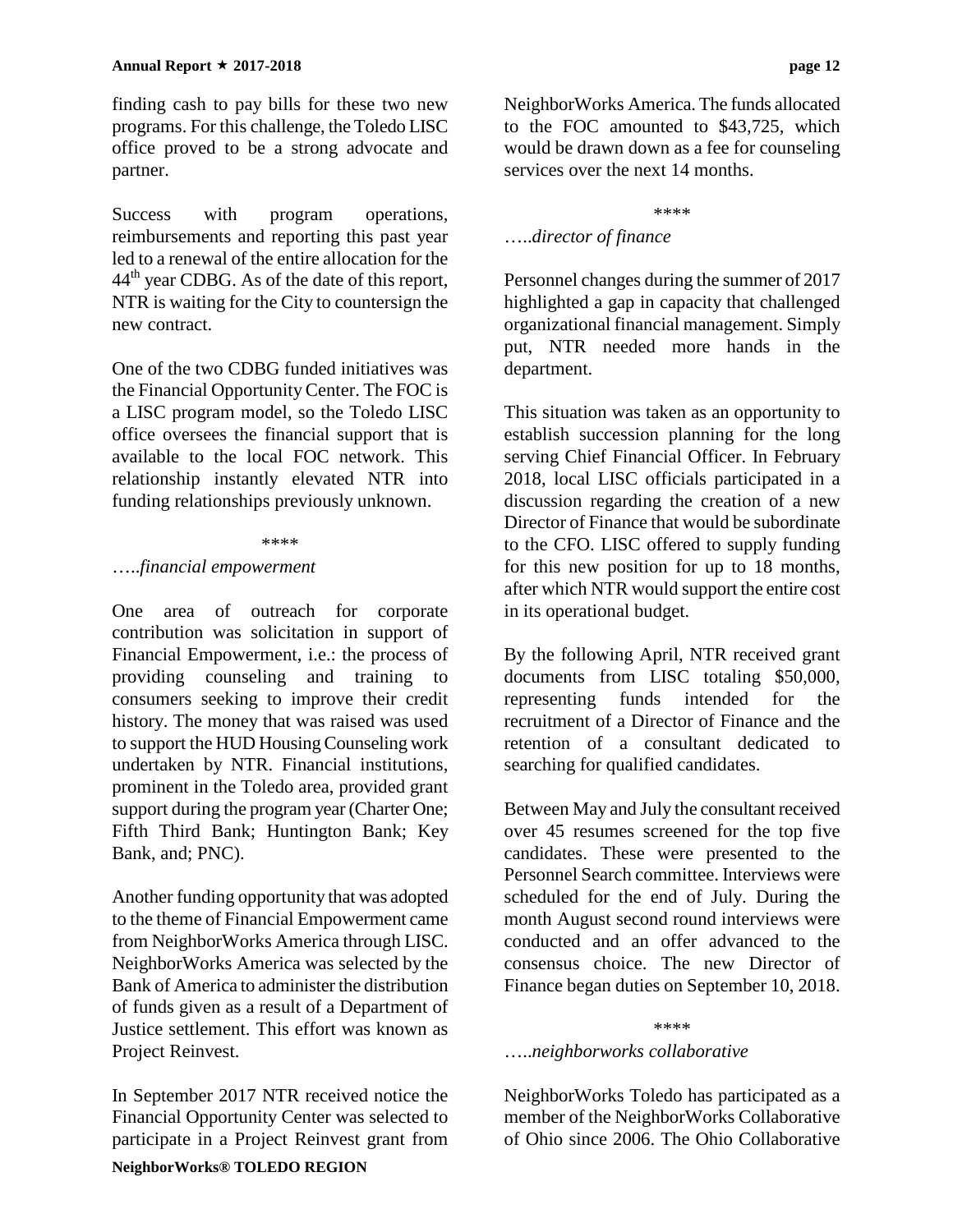finding cash to pay bills for these two new programs. For this challenge, the Toledo LISC office proved to be a strong advocate and partner.

Success with program operations, reimbursements and reporting this past year led to a renewal of the entire allocation for the 44th year CDBG. As of the date of this report, NTR is waiting for the City to countersign the new contract.

One of the two CDBG funded initiatives was the Financial Opportunity Center. The FOC is a LISC program model, so the Toledo LISC office oversees the financial support that is available to the local FOC network. This relationship instantly elevated NTR into funding relationships previously unknown.

\*\*\*\*

*…..financial empowerment*

One area of outreach for corporate contribution was solicitation in support of Financial Empowerment, i.e.: the process of providing counseling and training to consumers seeking to improve their credit history. The money that was raised was used to support the HUD Housing Counseling work undertaken by NTR. Financial institutions, prominent in the Toledo area, provided grant support during the program year (Charter One; Fifth Third Bank; Huntington Bank; Key Bank, and; PNC).

Another funding opportunity that was adopted to the theme of Financial Empowerment came from NeighborWorks America through LISC. NeighborWorks America was selected by the Bank of America to administer the distribution of funds given as a result of a Department of Justice settlement. This effort was known as Project Reinvest.

In September 2017 NTR received notice the Financial Opportunity Center was selected to participate in a Project Reinvest grant from NeighborWorks America. The funds allocated to the FOC amounted to $43,725, which would be drawn down as a fee for counseling services over the next 14 months.

\*\*\*\*

*…..director of finance*

Personnel changes during the summer of 2017 highlighted a gap in capacity that challenged organizational financial management. Simply put, NTR needed more hands in the department.

This situation was taken as an opportunity to establish succession planning for the long serving Chief Financial Officer. In February 2018, local LISC officials participated in a discussion regarding the creation of a new Director of Finance that would be subordinate to the CFO. LISC offered to supply funding for this new position for up to 18 months, after which NTR would support the entire cost in its operational budget.

By the following April, NTR received grant documents from LISC totaling $50,000, representing funds intended for the recruitment of a Director of Finance and the retention of a consultant dedicated to searching for qualified candidates.

Between May and July the consultant received over 45 resumes screened for the top five candidates. These were presented to the Personnel Search committee. Interviews were scheduled for the end of July. During the month August second round interviews were conducted and an offer advanced to the consensus choice. The new Director of Finance began duties on September 10, 2018.

\*\*\*\*

*…..neighborworks collaborative*

NeighborWorks Toledo has participated as a member of the NeighborWorks Collaborative of Ohio since 2006. The Ohio Collaborative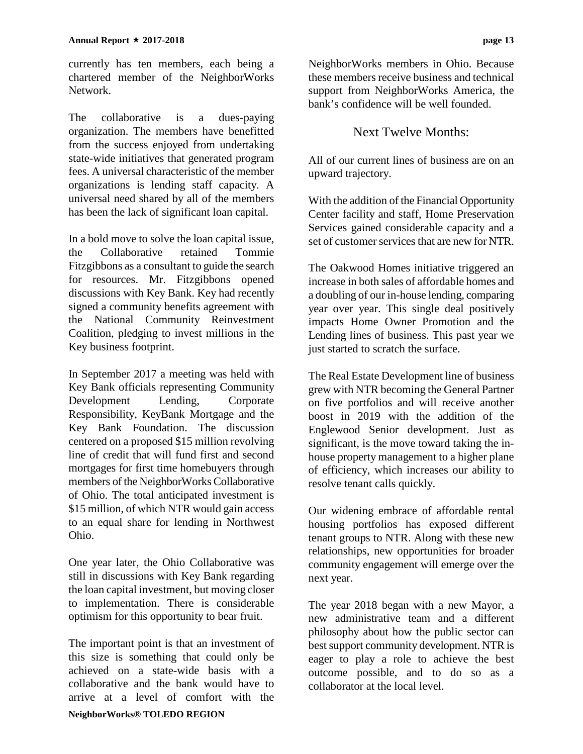currently has ten members, each being a chartered member of the NeighborWorks Network.

The collaborative is a dues-paying organization. The members have benefitted from the success enjoyed from undertaking state-wide initiatives that generated program fees. A universal characteristic of the member organizations is lending staff capacity. A universal need shared by all of the members has been the lack of significant loan capital.

In a bold move to solve the loan capital issue, the Collaborative retained Tommie Fitzgibbons as a consultant to guide the search for resources. Mr. Fitzgibbons opened discussions with Key Bank. Key had recently signed a community benefits agreement with the National Community Reinvestment Coalition, pledging to invest millions in the Key business footprint.

In September 2017 a meeting was held with Key Bank officials representing Community Development Lending, Corporate Responsibility, KeyBank Mortgage and the Key Bank Foundation. The discussion centered on a proposed $15 million revolving line of credit that will fund first and second mortgages for first time homebuyers through members of the NeighborWorks Collaborative of Ohio. The total anticipated investment is $15 million, of which NTR would gain access to an equal share for lending in Northwest Ohio.

One year later, the Ohio Collaborative was still in discussions with Key Bank regarding the loan capital investment, but moving closer to implementation. There is considerable optimism for this opportunity to bear fruit.

The important point is that an investment of this size is something that could only be achieved on a state-wide basis with a collaborative and the bank would have to arrive at a level of comfort with the NeighborWorks members in Ohio. Because these members receive business and technical support from NeighborWorks America, the bank's confidence will be well founded.

## Next Twelve Months:

All of our current lines of business are on an upward trajectory.

With the addition of the Financial Opportunity Center facility and staff, Home Preservation Services gained considerable capacity and a set of customer services that are new for NTR.

The Oakwood Homes initiative triggered an increase in both sales of affordable homes and a doubling of our in-house lending, comparing year over year. This single deal positively impacts Home Owner Promotion and the Lending lines of business. This past year we just started to scratch the surface.

The Real Estate Development line of business grew with NTR becoming the General Partner on five portfolios and will receive another boost in 2019 with the addition of the Englewood Senior development. Just as significant, is the move toward taking the in-house property management to a higher plane of efficiency, which increases our ability to resolve tenant calls quickly.

Our widening embrace of affordable rental housing portfolios has exposed different tenant groups to NTR. Along with these new relationships, new opportunities for broader community engagement will emerge over the next year.

The year 2018 began with a new Mayor, a new administrative team and a different philosophy about how the public sector can best support community development. NTR is eager to play a role to achieve the best outcome possible, and to do so as a collaborator at the local level.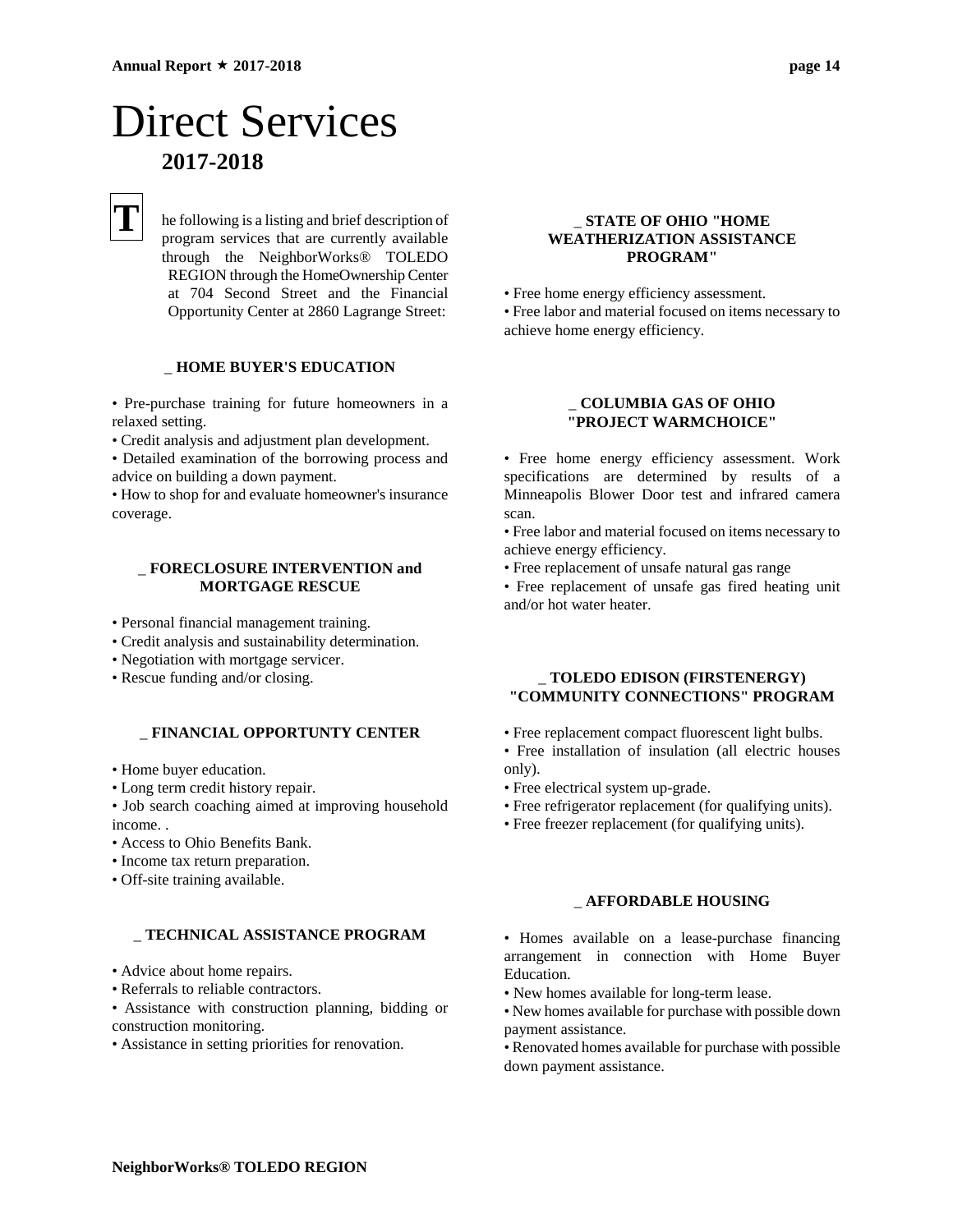# Direct Services

## 2017-2018

The following is a listing and brief description of program services that are currently available through the NeighborWorks® TOLEDO REGION through the HomeOwnership Center at 704 Second Street and the Financial Opportunity Center at 2860 Lagrange Street:

### _ HOME BUYER'S EDUCATION

- Pre-purchase training for future homeowners in a relaxed setting.
- Credit analysis and adjustment plan development.
- Detailed examination of the borrowing process and advice on building a down payment.
- How to shop for and evaluate homeowner's insurance coverage.

### _ FORECLOSURE INTERVENTION and MORTGAGE RESCUE

- Personal financial management training.
- Credit analysis and sustainability determination.
- Negotiation with mortgage servicer.
- Rescue funding and/or closing.

### _ FINANCIAL OPPORTUNTY CENTER

- Home buyer education.
- Long term credit history repair.
- Job search coaching aimed at improving household income. .
- Access to Ohio Benefits Bank.
- Income tax return preparation.
- Off-site training available.

### _ TECHNICAL ASSISTANCE PROGRAM

- Advice about home repairs.
- Referrals to reliable contractors.
- Assistance with construction planning, bidding or construction monitoring.
- Assistance in setting priorities for renovation.

### _ STATE OF OHIO "HOME WEATHERIZATION ASSISTANCE PROGRAM"

- Free home energy efficiency assessment.
- Free labor and material focused on items necessary to achieve home energy efficiency.

### _ COLUMBIA GAS OF OHIO "PROJECT WARMCHOICE"

- Free home energy efficiency assessment. Work specifications are determined by results of a Minneapolis Blower Door test and infrared camera scan.
- Free labor and material focused on items necessary to achieve energy efficiency.
- Free replacement of unsafe natural gas range
- Free replacement of unsafe gas fired heating unit and/or hot water heater.

### _ TOLEDO EDISON (FIRSTENERGY) "COMMUNITY CONNECTIONS" PROGRAM

- Free replacement compact fluorescent light bulbs.
- Free installation of insulation (all electric houses only).
- Free electrical system up-grade.
- Free refrigerator replacement (for qualifying units).
- Free freezer replacement (for qualifying units).

### _ AFFORDABLE HOUSING

- Homes available on a lease-purchase financing arrangement in connection with Home Buyer Education.
- New homes available for long-term lease.
- New homes available for purchase with possible down payment assistance.
- Renovated homes available for purchase with possible down payment assistance.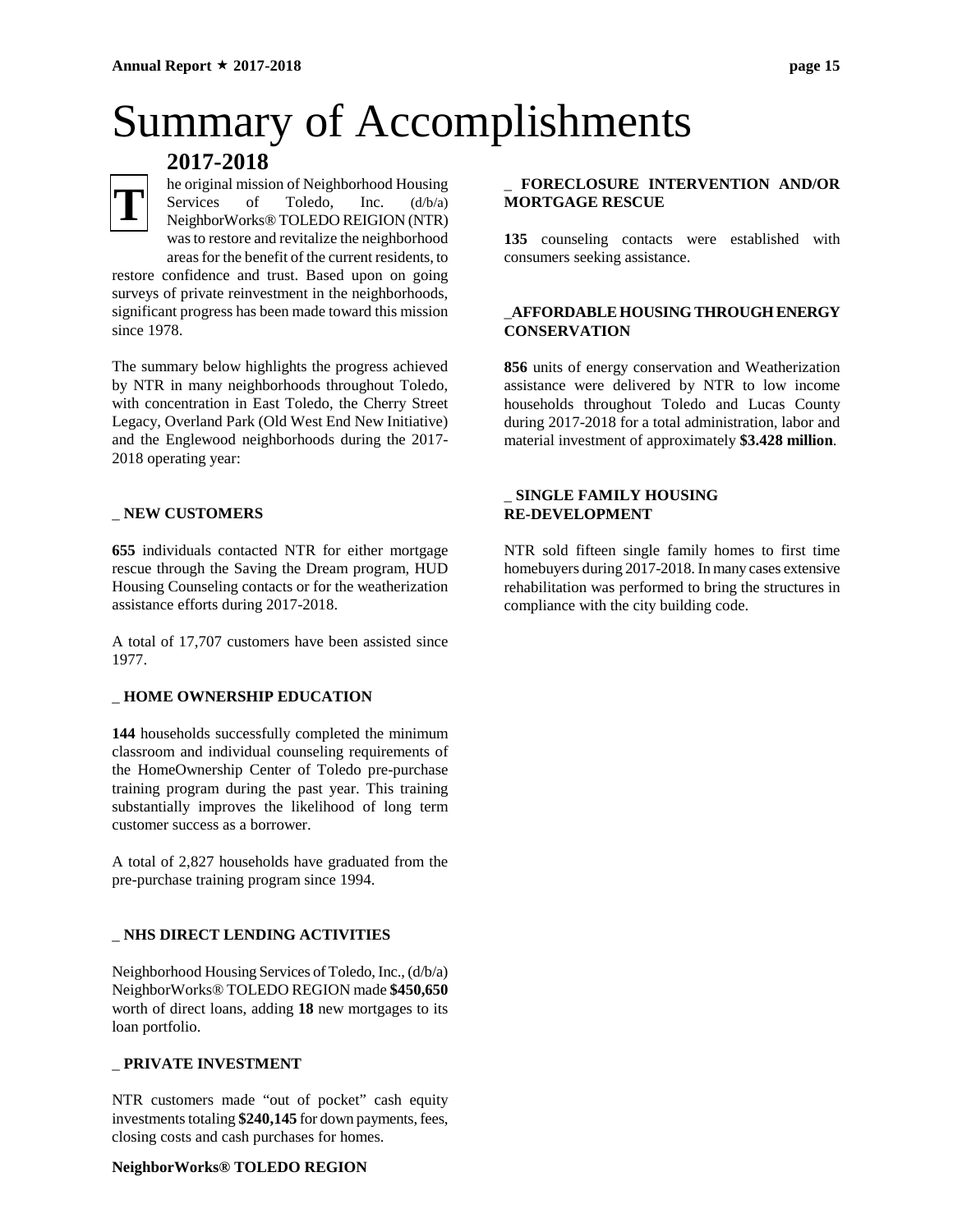# Summary of Accomplishments

## 2017-2018

The original mission of Neighborhood Housing Services of Toledo, Inc. (d/b/a) NeighborWorks® TOLEDO REIGION (NTR) was to restore and revitalize the neighborhood areas for the benefit of the current residents, to restore confidence and trust. Based upon on going surveys of private reinvestment in the neighborhoods, significant progress has been made toward this mission since 1978.

The summary below highlights the progress achieved by NTR in many neighborhoods throughout Toledo, with concentration in East Toledo, the Cherry Street Legacy, Overland Park (Old West End New Initiative) and the Englewood neighborhoods during the 2017-2018 operating year:

### _ NEW CUSTOMERS

**655** individuals contacted NTR for either mortgage rescue through the Saving the Dream program, HUD Housing Counseling contacts or for the weatherization assistance efforts during 2017-2018.

A total of 17,707 customers have been assisted since 1977.

### _ HOME OWNERSHIP EDUCATION

**144** households successfully completed the minimum classroom and individual counseling requirements of the HomeOwnership Center of Toledo pre-purchase training program during the past year. This training substantially improves the likelihood of long term customer success as a borrower.

A total of 2,827 households have graduated from the pre-purchase training program since 1994.

### _ NHS DIRECT LENDING ACTIVITIES

Neighborhood Housing Services of Toledo, Inc., (d/b/a) NeighborWorks® TOLEDO REGION made **$450,650** worth of direct loans, adding **18** new mortgages to its loan portfolio.

### _ PRIVATE INVESTMENT

NTR customers made "out of pocket" cash equity investments totaling **$240,145** for down payments, fees, closing costs and cash purchases for homes.

### _ FORECLOSURE INTERVENTION AND/OR MORTGAGE RESCUE

**135** counseling contacts were established with consumers seeking assistance.

### _AFFORDABLE HOUSING THROUGH ENERGY CONSERVATION

**856** units of energy conservation and Weatherization assistance were delivered by NTR to low income households throughout Toledo and Lucas County during 2017-2018 for a total administration, labor and material investment of approximately **$3.428 million**.

### _ SINGLE FAMILY HOUSING RE-DEVELOPMENT

NTR sold fifteen single family homes to first time homebuyers during 2017-2018. In many cases extensive rehabilitation was performed to bring the structures in compliance with the city building code.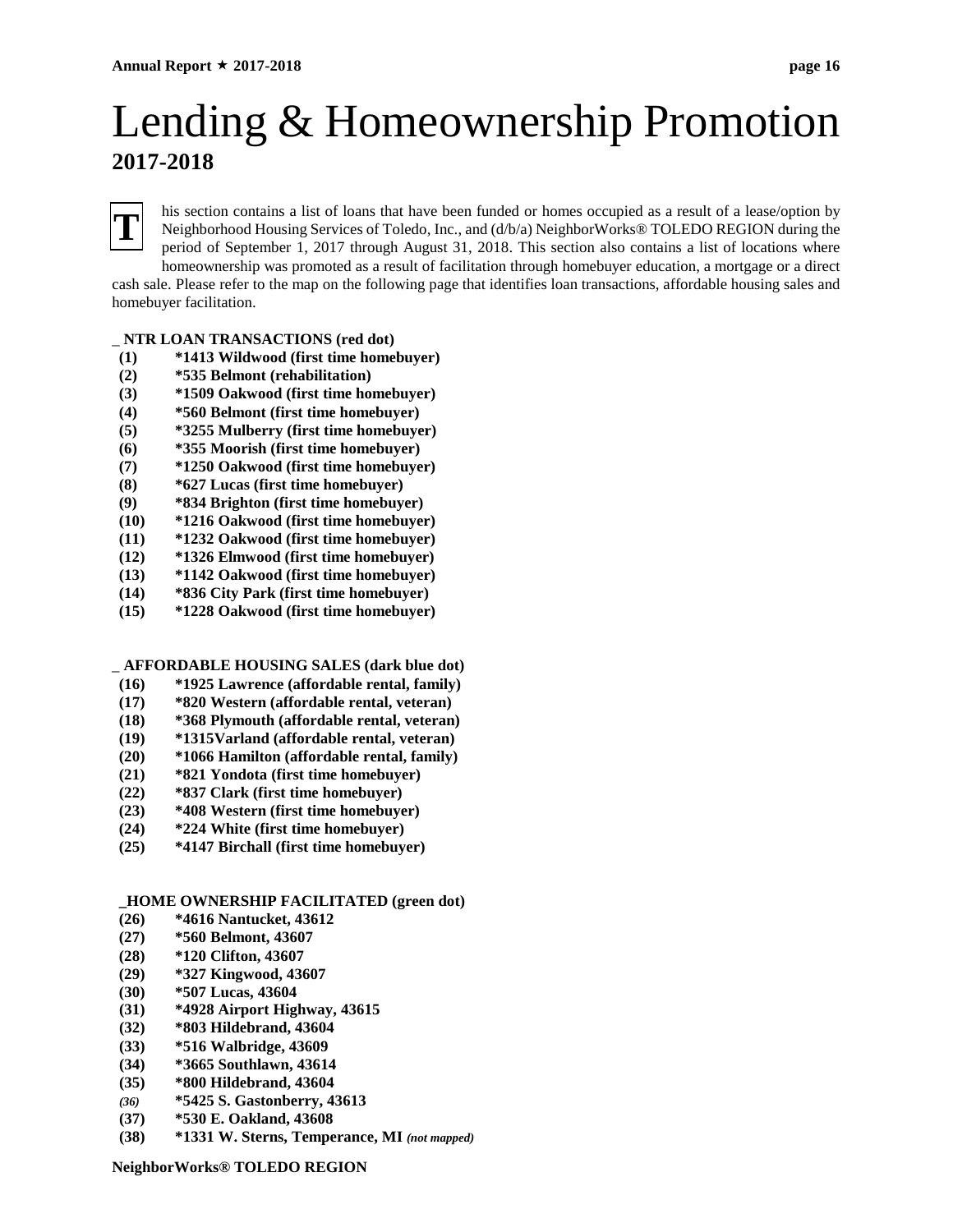# Lending & Homeownership Promotion

## 2017-2018

This section contains a list of loans that have been funded or homes occupied as a result of a lease/option by Neighborhood Housing Services of Toledo, Inc., and (d/b/a) NeighborWorks® TOLEDO REGION during the period of September 1, 2017 through August 31, 2018. This section also contains a list of locations where homeownership was promoted as a result of facilitation through homebuyer education, a mortgage or a direct cash sale. Please refer to the map on the following page that identifies loan transactions, affordable housing sales and homebuyer facilitation.

**_ NTR LOAN TRANSACTIONS (red dot)**

**(1) *1413 Wildwood (first time homebuyer)**
**(2) *535 Belmont (rehabilitation)**
**(3) *1509 Oakwood (first time homebuyer)**
**(4) *560 Belmont (first time homebuyer)**
**(5) *3255 Mulberry (first time homebuyer)**
**(6) *355 Moorish (first time homebuyer)**
**(7) *1250 Oakwood (first time homebuyer)**
**(8) *627 Lucas (first time homebuyer)**
**(9) *834 Brighton (first time homebuyer)**
**(10) *1216 Oakwood (first time homebuyer)**
**(11) *1232 Oakwood (first time homebuyer)**
**(12) *1326 Elmwood (first time homebuyer)**
**(13) *1142 Oakwood (first time homebuyer)**
**(14) *836 City Park (first time homebuyer)**
**(15) *1228 Oakwood (first time homebuyer)**

**_ AFFORDABLE HOUSING SALES (dark blue dot)**

**(16) *1925 Lawrence (affordable rental, family)**
**(17) *820 Western (affordable rental, veteran)**
**(18) *368 Plymouth (affordable rental, veteran)**
**(19) *1315Varland (affordable rental, veteran)**
**(20) *1066 Hamilton (affordable rental, family)**
**(21) *821 Yondota (first time homebuyer)**
**(22) *837 Clark (first time homebuyer)**
**(23) *408 Western (first time homebuyer)**
**(24) *224 White (first time homebuyer)**
**(25) *4147 Birchall (first time homebuyer)**

**_HOME OWNERSHIP FACILITATED (green dot)**

**(26) *4616 Nantucket, 43612**
**(27) *560 Belmont, 43607**
**(28) *120 Clifton, 43607**
**(29) *327 Kingwood, 43607**
**(30) *507 Lucas, 43604**
**(31) *4928 Airport Highway, 43615**
**(32) *803 Hildebrand, 43604**
**(33) *516 Walbridge, 43609**
**(34) *3665 Southlawn, 43614**
**(35) *800 Hildebrand, 43604**
***(36)*** **\*5425 S. Gastonberry, 43613**
**(37) *530 E. Oakland, 43608**
**(38) *1331 W. Sterns, Temperance, MI** ***(not mapped)***

**NeighborWorks® TOLEDO REGION**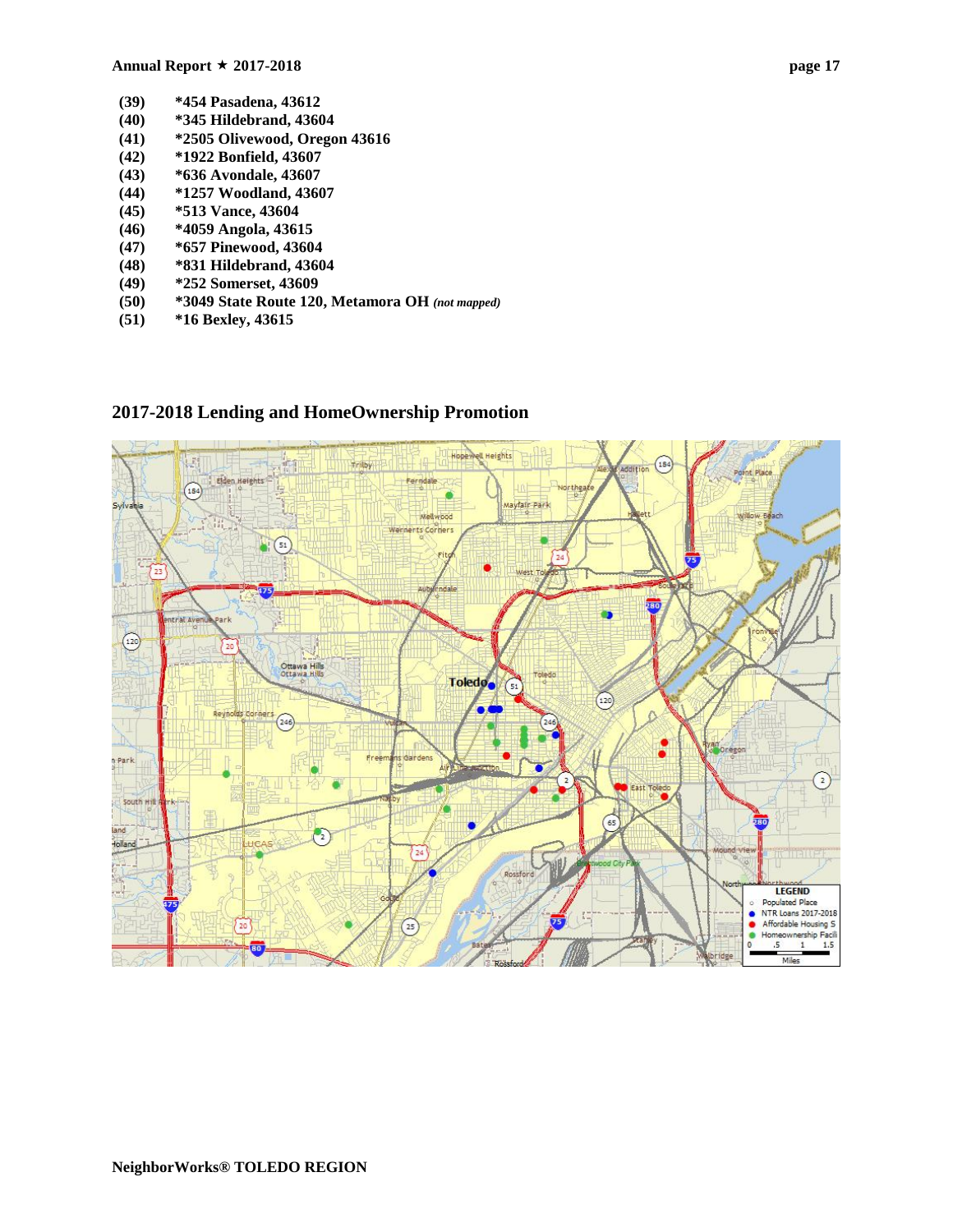(39) *454 Pasadena, 43612
(40) *345 Hildebrand, 43604
(41) *2505 Olivewood, Oregon 43616
(42) *1922 Bonfield, 43607
(43) *636 Avondale, 43607
(44) *1257 Woodland, 43607
(45) *513 Vance, 43604
(46) *4059 Angola, 43615
(47) *657 Pinewood, 43604
(48) *831 Hildebrand, 43604
(49) *252 Somerset, 43609
(50) *3049 State Route 120, Metamora OH *(not mapped)*
(51) *16 Bexley, 43615

## 2017-2018 Lending and HomeOwnership Promotion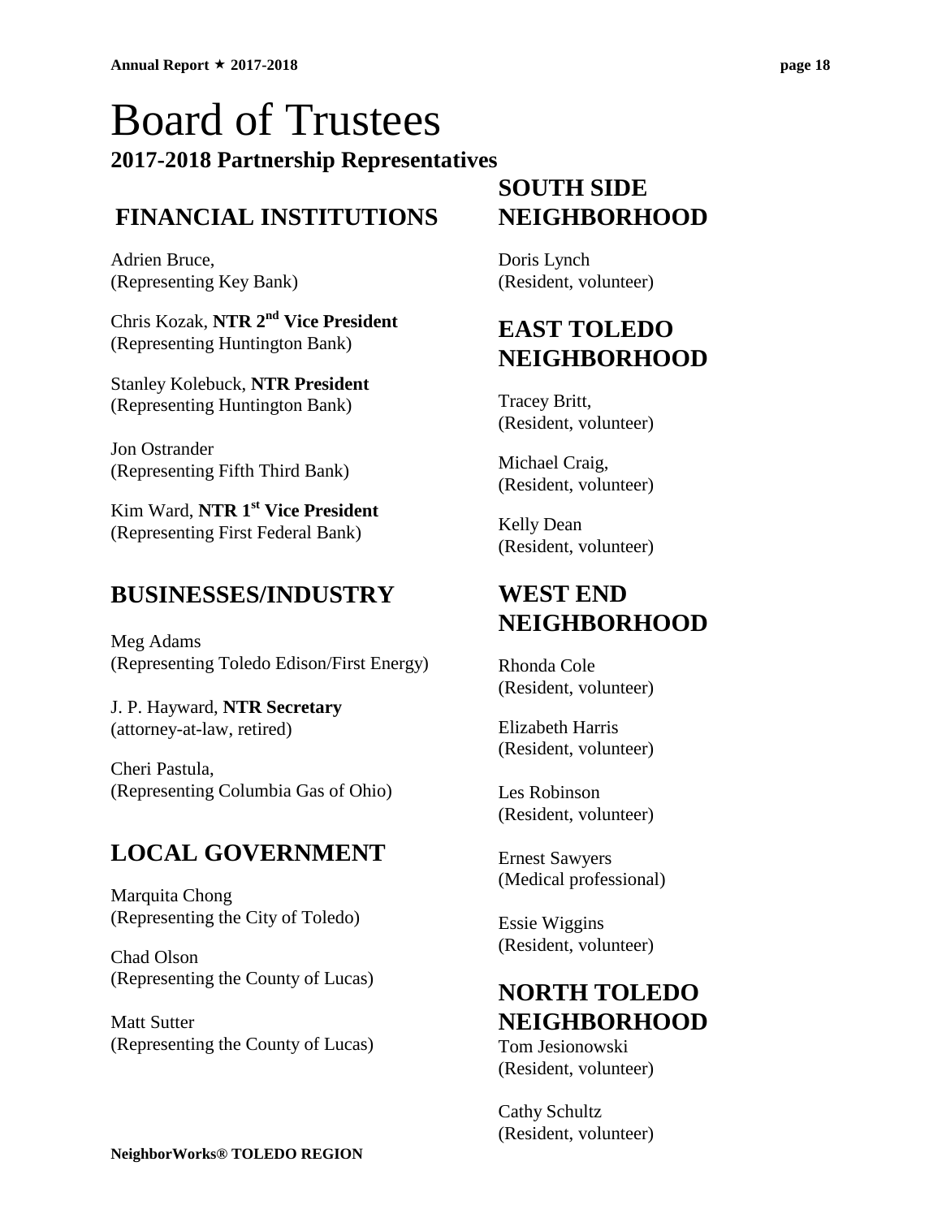# Board of Trustees

## 2017-2018 Partnership Representatives

## FINANCIAL INSTITUTIONS

Adrien Bruce,
(Representing Key Bank)

Chris Kozak, **NTR 2nd Vice President**
(Representing Huntington Bank)

Stanley Kolebuck, **NTR President**
(Representing Huntington Bank)

Jon Ostrander
(Representing Fifth Third Bank)

Kim Ward, **NTR 1st Vice President**
(Representing First Federal Bank)

## BUSINESSES/INDUSTRY

Meg Adams
(Representing Toledo Edison/First Energy)

J. P. Hayward, **NTR Secretary**
(attorney-at-law, retired)

Cheri Pastula,
(Representing Columbia Gas of Ohio)

## LOCAL GOVERNMENT

Marquita Chong
(Representing the City of Toledo)

Chad Olson
(Representing the County of Lucas)

Matt Sutter
(Representing the County of Lucas)

## SOUTH SIDE NEIGHBORHOOD

Doris Lynch
(Resident, volunteer)

## EAST TOLEDO NEIGHBORHOOD

Tracey Britt,
(Resident, volunteer)

Michael Craig,
(Resident, volunteer)

Kelly Dean
(Resident, volunteer)

## WEST END NEIGHBORHOOD

Rhonda Cole
(Resident, volunteer)

Elizabeth Harris
(Resident, volunteer)

Les Robinson
(Resident, volunteer)

Ernest Sawyers
(Medical professional)

Essie Wiggins
(Resident, volunteer)

## NORTH TOLEDO NEIGHBORHOOD

Tom Jesionowski
(Resident, volunteer)

Cathy Schultz
(Resident, volunteer)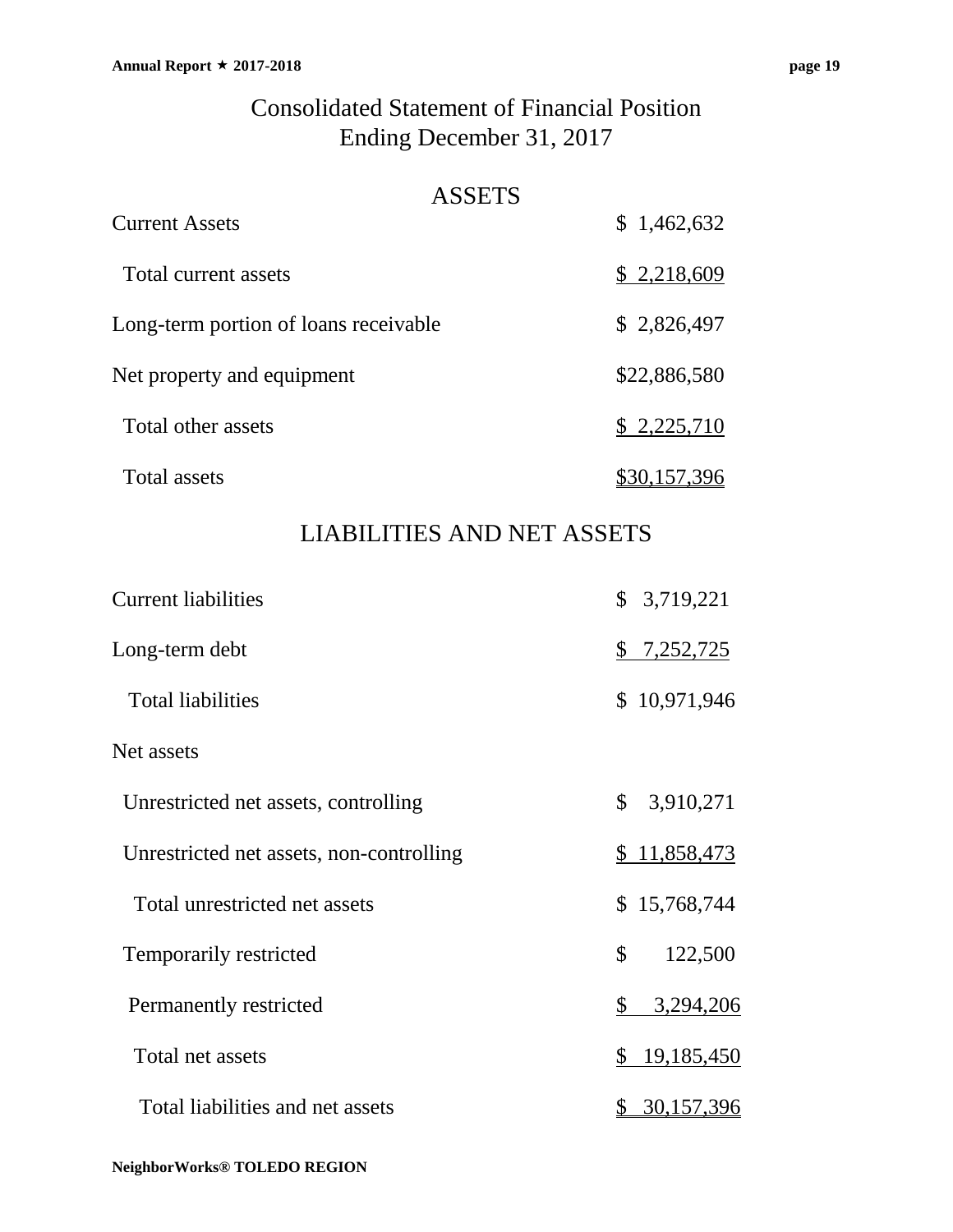# Consolidated Statement of Financial Position
## Ending December 31, 2017

### ASSETS

| | |
|---|---|
| Current Assets | $ 1,462,632 |
| Total current assets | $ 2,218,609 |
| Long-term portion of loans receivable | $ 2,826,497 |
| Net property and equipment | $22,886,580 |
| Total other assets | $ 2,225,710 |
| Total assets | $30,157,396 |

### LIABILITIES AND NET ASSETS

| | |
|---|---|
| Current liabilities | $ 3,719,221 |
| Long-term debt | $ 7,252,725 |
| Total liabilities | $ 10,971,946 |
| Net assets | |
| Unrestricted net assets, controlling | $ 3,910,271 |
| Unrestricted net assets, non-controlling | $ 11,858,473 |
| Total unrestricted net assets | $ 15,768,744 |
| Temporarily restricted | $ 122,500 |
| Permanently restricted | $ 3,294,206 |
| Total net assets | $ 19,185,450 |
| Total liabilities and net assets | $ 30,157,396 |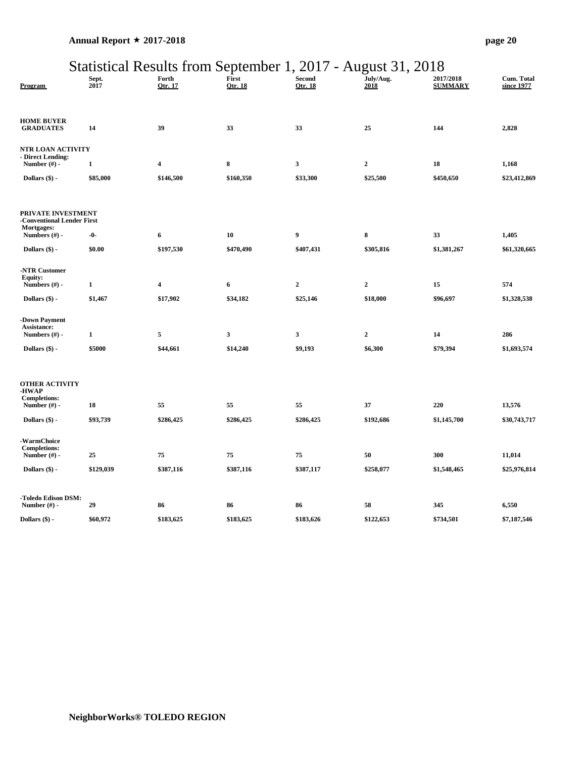# Statistical Results from September 1, 2017 - August 31, 2018

| Program | Sept. 2017 | Forth Qtr. 17 | First Qtr. 18 | Second Qtr. 18 | July/Aug. 2018 | 2017/2018 SUMMARY | Cum. Total since 1977 |
|---|---|---|---|---|---|---|---|
| **HOME BUYER GRADUATES** | 14 | 39 | 33 | 33 | 25 | 144 | 2,828 |
| **NTR LOAN ACTIVITY** | | | | | | | |
| - Direct Lending: Number (#) - | 1 | 4 | 8 | 3 | 2 | 18 | 1,168 |
| Dollars ($) - | $85,000 | $146,500 | $160,350 | $33,300 | $25,500 | $450,650 | $23,412,869 |
| **PRIVATE INVESTMENT** | | | | | | | |
| -Conventional Lender First Mortgages: Numbers (#) - | -0- | 6 | 10 | 9 | 8 | 33 | 1,405 |
| Dollars ($) - | $0.00 | $197,530 | $470,490 | $407,431 | $305,816 | $1,381,267 | $61,320,665 |
| -NTR Customer Equity: Numbers (#) - | 1 | 4 | 6 | 2 | 2 | 15 | 574 |
| Dollars ($) - | $1,467 | $17,902 | $34,182 | $25,146 | $18,000 | $96,697 | $1,328,538 |
| -Down Payment Assistance: Numbers (#) - | 1 | 5 | 3 | 3 | 2 | 14 | 286 |
| Dollars ($) - | $5000 | $44,661 | $14,240 | $9,193 | $6,300 | $79,394 | $1,693,574 |
| **OTHER ACTIVITY** | | | | | | | |
| -HWAP Completions: Number (#) - | 18 | 55 | 55 | 55 | 37 | 220 | 13,576 |
| Dollars ($) - | $93,739 | $286,425 | $286,425 | $286,425 | $192,686 | $1,145,700 | $30,743,717 |
| -WarmChoice Completions: Number (#) - | 25 | 75 | 75 | 75 | 50 | 300 | 11,014 |
| Dollars ($) - | $129,039 | $387,116 | $387,116 | $387,117 | $258,077 | $1,548,465 | $25,976,814 |
| -Toledo Edison DSM: Number (#) - | 29 | 86 | 86 | 86 | 58 | 345 | 6,550 |
| Dollars ($) - | $60,972 | $183,625 | $183,625 | $183,626 | $122,653 | $734,501 | $7,187,546 |

**NeighborWorks® TOLEDO REGION**